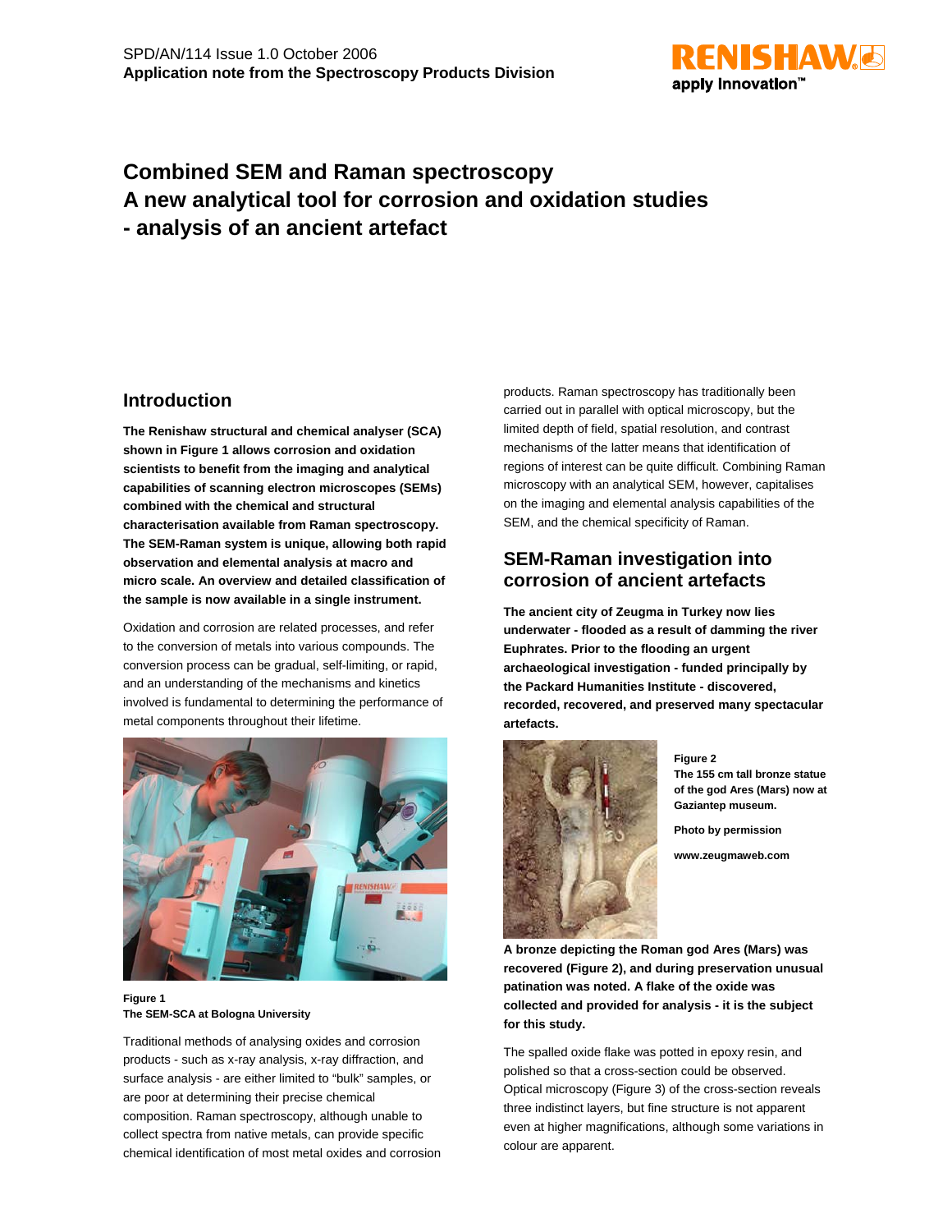SPD/AN/114 Issue 1.0 October 2006
**Application note from the Spectroscopy Products Division**

# Combined SEM and Raman spectroscopy
# A new analytical tool for corrosion and oxidation studies
# - analysis of an ancient artefact

## Introduction

**The Renishaw structural and chemical analyser (SCA) shown in Figure 1 allows corrosion and oxidation scientists to benefit from the imaging and analytical capabilities of scanning electron microscopes (SEMs) combined with the chemical and structural characterisation available from Raman spectroscopy. The SEM-Raman system is unique, allowing both rapid observation and elemental analysis at macro and micro scale. An overview and detailed classification of the sample is now available in a single instrument.**

Oxidation and corrosion are related processes, and refer to the conversion of metals into various compounds. The conversion process can be gradual, self-limiting, or rapid, and an understanding of the mechanisms and kinetics involved is fundamental to determining the performance of metal components throughout their lifetime.

**Figure 1**
**The SEM-SCA at Bologna University**

Traditional methods of analysing oxides and corrosion products - such as x-ray analysis, x-ray diffraction, and surface analysis - are either limited to "bulk" samples, or are poor at determining their precise chemical composition. Raman spectroscopy, although unable to collect spectra from native metals, can provide specific chemical identification of most metal oxides and corrosion products. Raman spectroscopy has traditionally been carried out in parallel with optical microscopy, but the limited depth of field, spatial resolution, and contrast mechanisms of the latter means that identification of regions of interest can be quite difficult. Combining Raman microscopy with an analytical SEM, however, capitalises on the imaging and elemental analysis capabilities of the SEM, and the chemical specificity of Raman.

## SEM-Raman investigation into corrosion of ancient artefacts

**The ancient city of Zeugma in Turkey now lies underwater - flooded as a result of damming the river Euphrates. Prior to the flooding an urgent archaeological investigation - funded principally by the Packard Humanities Institute - discovered, recorded, recovered, and preserved many spectacular artefacts.**

**Figure 2**
**The 155 cm tall bronze statue of the god Ares (Mars) now at Gaziantep museum.**

**Photo by permission**

**www.zeugmaweb.com**

**A bronze depicting the Roman god Ares (Mars) was recovered (Figure 2), and during preservation unusual patination was noted. A flake of the oxide was collected and provided for analysis - it is the subject for this study.**

The spalled oxide flake was potted in epoxy resin, and polished so that a cross-section could be observed. Optical microscopy (Figure 3) of the cross-section reveals three indistinct layers, but fine structure is not apparent even at higher magnifications, although some variations in colour are apparent.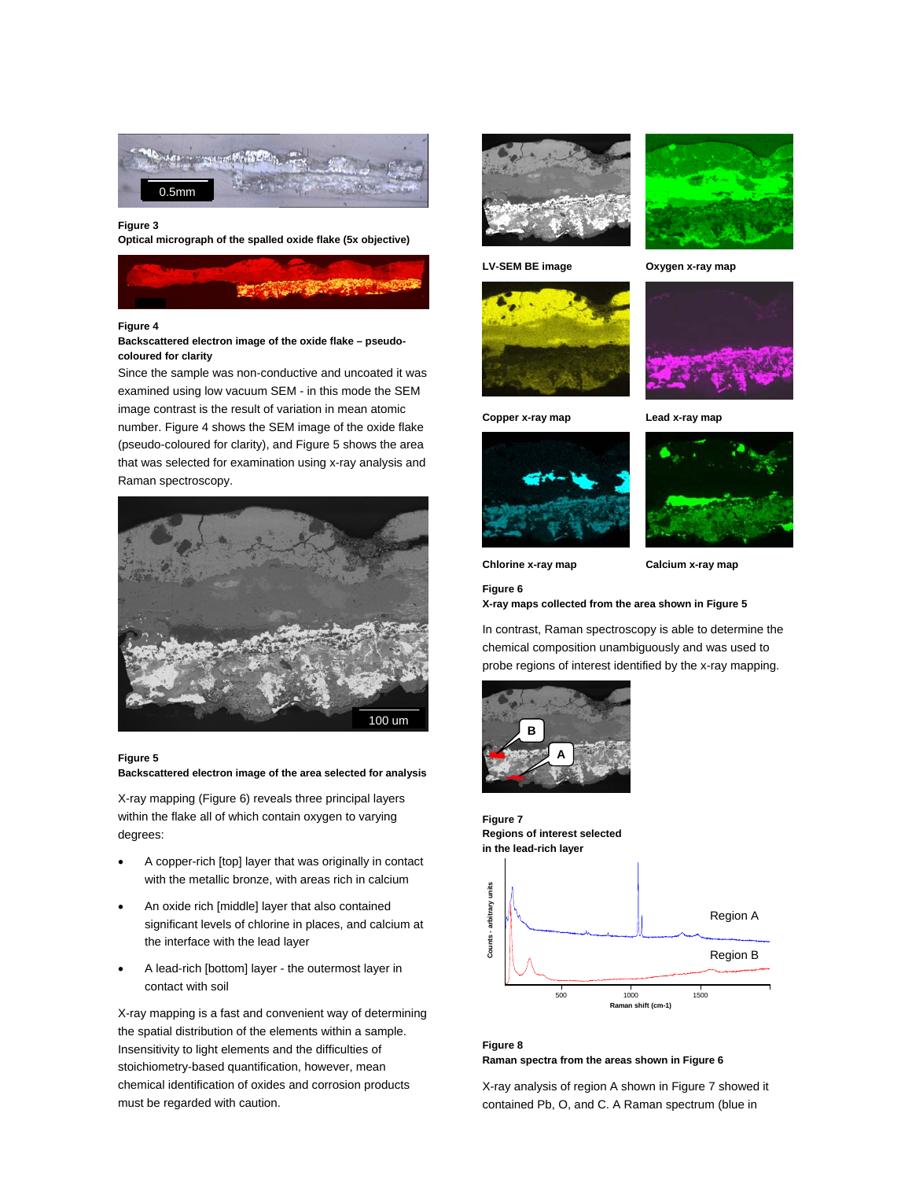**Figure 3**
**Optical micrograph of the spalled oxide flake (5x objective)**

**Figure 4**
**Backscattered electron image of the oxide flake – pseudo-coloured for clarity**

Since the sample was non-conductive and uncoated it was examined using low vacuum SEM - in this mode the SEM image contrast is the result of variation in mean atomic number. Figure 4 shows the SEM image of the oxide flake (pseudo-coloured for clarity), and Figure 5 shows the area that was selected for examination using x-ray analysis and Raman spectroscopy.

**Figure 5**
**Backscattered electron image of the area selected for analysis**

X-ray mapping (Figure 6) reveals three principal layers within the flake all of which contain oxygen to varying degrees:

- A copper-rich [top] layer that was originally in contact with the metallic bronze, with areas rich in calcium
- An oxide rich [middle] layer that also contained significant levels of chlorine in places, and calcium at the interface with the lead layer
- A lead-rich [bottom] layer - the outermost layer in contact with soil

X-ray mapping is a fast and convenient way of determining the spatial distribution of the elements within a sample. Insensitivity to light elements and the difficulties of stoichiometry-based quantification, however, mean chemical identification of oxides and corrosion products must be regarded with caution.

LV-SEM BE image | Oxygen x-ray map | Copper x-ray map | Lead x-ray map | Chlorine x-ray map | Calcium x-ray map

**Figure 6**
**X-ray maps collected from the area shown in Figure 5**

In contrast, Raman spectroscopy is able to determine the chemical composition unambiguously and was used to probe regions of interest identified by the x-ray mapping.

**Figure 7**
**Regions of interest selected in the lead-rich layer**

**Figure 8**
**Raman spectra from the areas shown in Figure 6**

X-ray analysis of region A shown in Figure 7 showed it contained Pb, O, and C. A Raman spectrum (blue in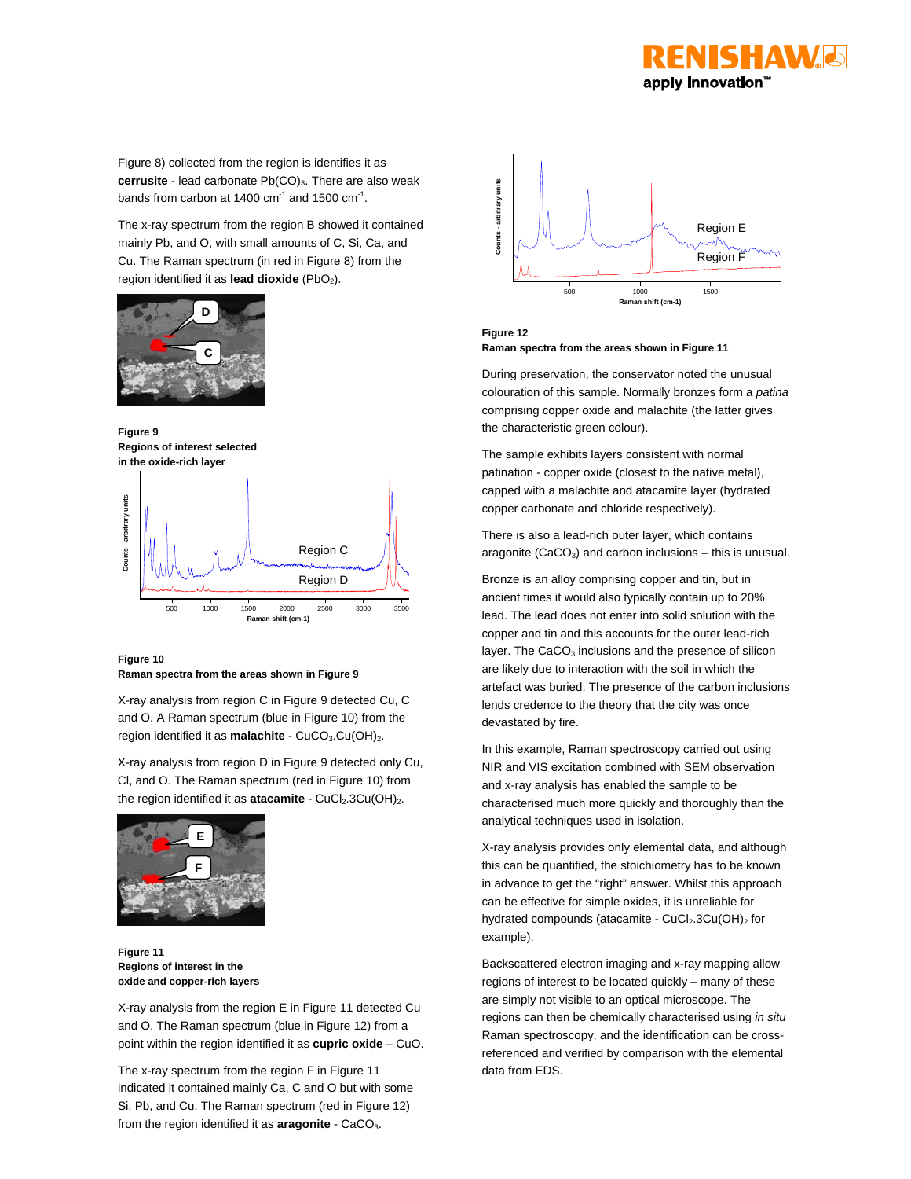Figure 8) collected from the region is identifies it as **cerrusite** - lead carbonate $Pb(CO)_3$. There are also weak bands from carbon at 1400 $cm^{-1}$ and 1500 $cm^{-1}$.

The x-ray spectrum from the region B showed it contained mainly Pb, and O, with small amounts of C, Si, Ca, and Cu. The Raman spectrum (in red in Figure 8) from the region identified it as **lead dioxide** ($PbO_2$).

**Figure 9**
**Regions of interest selected in the oxide-rich layer**

**Figure 10**
**Raman spectra from the areas shown in Figure 9**

X-ray analysis from region C in Figure 9 detected Cu, C and O. A Raman spectrum (blue in Figure 10) from the region identified it as **malachite** - $CuCO_3.Cu(OH)_2$.

X-ray analysis from region D in Figure 9 detected only Cu, Cl, and O. The Raman spectrum (red in Figure 10) from the region identified it as **atacamite** - $CuCl_2.3Cu(OH)_2$.

**Figure 11**
**Regions of interest in the oxide and copper-rich layers**

X-ray analysis from the region E in Figure 11 detected Cu and O. The Raman spectrum (blue in Figure 12) from a point within the region identified it as **cupric oxide** – CuO.

The x-ray spectrum from the region F in Figure 11 indicated it contained mainly Ca, C and O but with some Si, Pb, and Cu. The Raman spectrum (red in Figure 12) from the region identified it as **aragonite** - $CaCO_3$.

**Figure 12**
**Raman spectra from the areas shown in Figure 11**

During preservation, the conservator noted the unusual colouration of this sample. Normally bronzes form a *patina* comprising copper oxide and malachite (the latter gives the characteristic green colour).

The sample exhibits layers consistent with normal patination - copper oxide (closest to the native metal), capped with a malachite and atacamite layer (hydrated copper carbonate and chloride respectively).

There is also a lead-rich outer layer, which contains aragonite ($CaCO_3$) and carbon inclusions – this is unusual.

Bronze is an alloy comprising copper and tin, but in ancient times it would also typically contain up to 20% lead. The lead does not enter into solid solution with the copper and tin and this accounts for the outer lead-rich layer. The $CaCO_3$ inclusions and the presence of silicon are likely due to interaction with the soil in which the artefact was buried. The presence of the carbon inclusions lends credence to the theory that the city was once devastated by fire.

In this example, Raman spectroscopy carried out using NIR and VIS excitation combined with SEM observation and x-ray analysis has enabled the sample to be characterised much more quickly and thoroughly than the analytical techniques used in isolation.

X-ray analysis provides only elemental data, and although this can be quantified, the stoichiometry has to be known in advance to get the "right" answer. Whilst this approach can be effective for simple oxides, it is unreliable for hydrated compounds (atacamite - $CuCl_2.3Cu(OH)_2$ for example).

Backscattered electron imaging and x-ray mapping allow regions of interest to be located quickly – many of these are simply not visible to an optical microscope. The regions can then be chemically characterised using *in situ* Raman spectroscopy, and the identification can be cross-referenced and verified by comparison with the elemental data from EDS.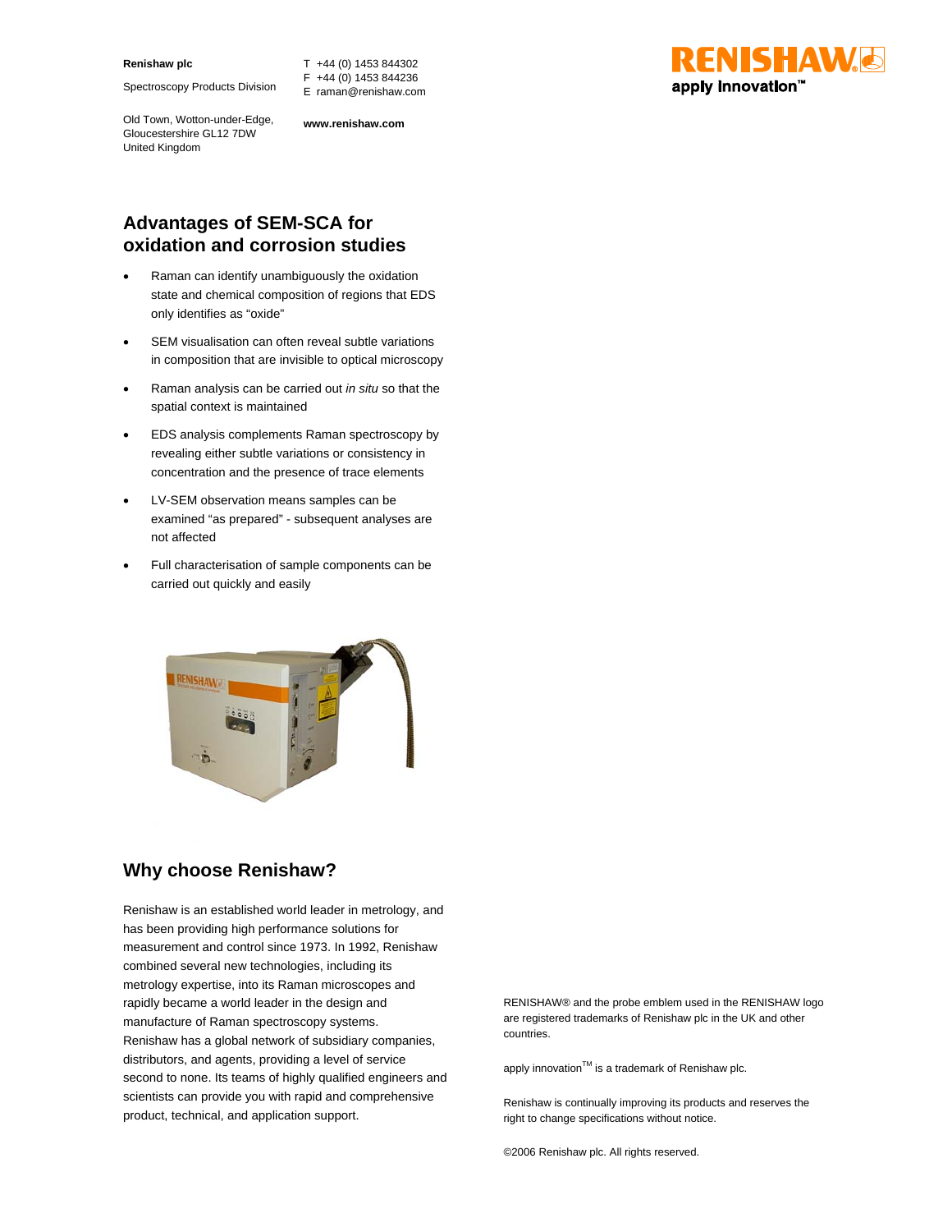**Renishaw plc**

Spectroscopy Products Division

Old Town, Wotton-under-Edge,
Gloucestershire GL12 7DW
United Kingdom

T +44 (0) 1453 844302
F +44 (0) 1453 844236
E raman@renishaw.com

**www.renishaw.com**

RENISHAW
apply innovation™

## Advantages of SEM-SCA for oxidation and corrosion studies

- Raman can identify unambiguously the oxidation state and chemical composition of regions that EDS only identifies as "oxide"
- SEM visualisation can often reveal subtle variations in composition that are invisible to optical microscopy
- Raman analysis can be carried out *in situ* so that the spatial context is maintained
- EDS analysis complements Raman spectroscopy by revealing either subtle variations or consistency in concentration and the presence of trace elements
- LV-SEM observation means samples can be examined "as prepared" - subsequent analyses are not affected
- Full characterisation of sample components can be carried out quickly and easily

## Why choose Renishaw?

Renishaw is an established world leader in metrology, and has been providing high performance solutions for measurement and control since 1973. In 1992, Renishaw combined several new technologies, including its metrology expertise, into its Raman microscopes and rapidly became a world leader in the design and manufacture of Raman spectroscopy systems. Renishaw has a global network of subsidiary companies, distributors, and agents, providing a level of service second to none. Its teams of highly qualified engineers and scientists can provide you with rapid and comprehensive product, technical, and application support.

RENISHAW® and the probe emblem used in the RENISHAW logo are registered trademarks of Renishaw plc in the UK and other countries.

apply innovation™ is a trademark of Renishaw plc.

Renishaw is continually improving its products and reserves the right to change specifications without notice.

©2006 Renishaw plc. All rights reserved.